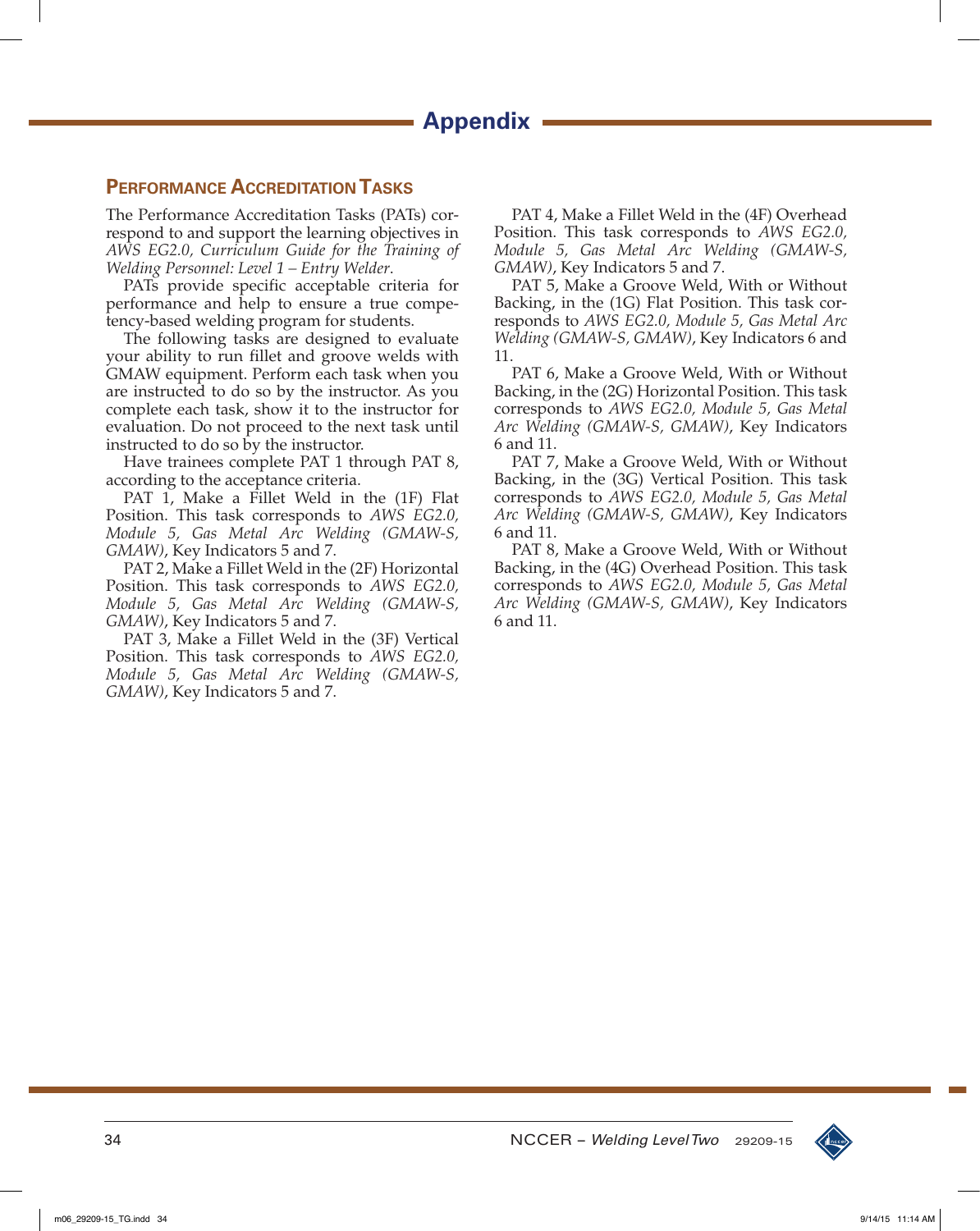# Appendix

## Performance Accreditation Tasks

The Performance Accreditation Tasks (PATs) correspond to and support the learning objectives in *AWS EG2.0, Curriculum Guide for the Training of Welding Personnel: Level 1 – Entry Welder*.

PATs provide specific acceptable criteria for performance and help to ensure a true competency-based welding program for students.

The following tasks are designed to evaluate your ability to run fillet and groove welds with GMAW equipment. Perform each task when you are instructed to do so by the instructor. As you complete each task, show it to the instructor for evaluation. Do not proceed to the next task until instructed to do so by the instructor.

Have trainees complete PAT 1 through PAT 8, according to the acceptance criteria.

PAT 1, Make a Fillet Weld in the (1F) Flat Position. This task corresponds to *AWS EG2.0, Module 5, Gas Metal Arc Welding (GMAW-S, GMAW)*, Key Indicators 5 and 7.

PAT 2, Make a Fillet Weld in the (2F) Horizontal Position. This task corresponds to *AWS EG2.0, Module 5, Gas Metal Arc Welding (GMAW-S, GMAW)*, Key Indicators 5 and 7.

PAT 3, Make a Fillet Weld in the (3F) Vertical Position. This task corresponds to *AWS EG2.0, Module 5, Gas Metal Arc Welding (GMAW-S, GMAW)*, Key Indicators 5 and 7.

PAT 4, Make a Fillet Weld in the (4F) Overhead Position. This task corresponds to *AWS EG2.0, Module 5, Gas Metal Arc Welding (GMAW-S, GMAW)*, Key Indicators 5 and 7.

PAT 5, Make a Groove Weld, With or Without Backing, in the (1G) Flat Position. This task corresponds to *AWS EG2.0, Module 5, Gas Metal Arc Welding (GMAW-S, GMAW)*, Key Indicators 6 and 11.

PAT 6, Make a Groove Weld, With or Without Backing, in the (2G) Horizontal Position. This task corresponds to *AWS EG2.0, Module 5, Gas Metal Arc Welding (GMAW-S, GMAW)*, Key Indicators 6 and 11.

PAT 7, Make a Groove Weld, With or Without Backing, in the (3G) Vertical Position. This task corresponds to *AWS EG2.0, Module 5, Gas Metal Arc Welding (GMAW-S, GMAW)*, Key Indicators 6 and 11.

PAT 8, Make a Groove Weld, With or Without Backing, in the (4G) Overhead Position. This task corresponds to *AWS EG2.0, Module 5, Gas Metal Arc Welding (GMAW-S, GMAW)*, Key Indicators 6 and 11.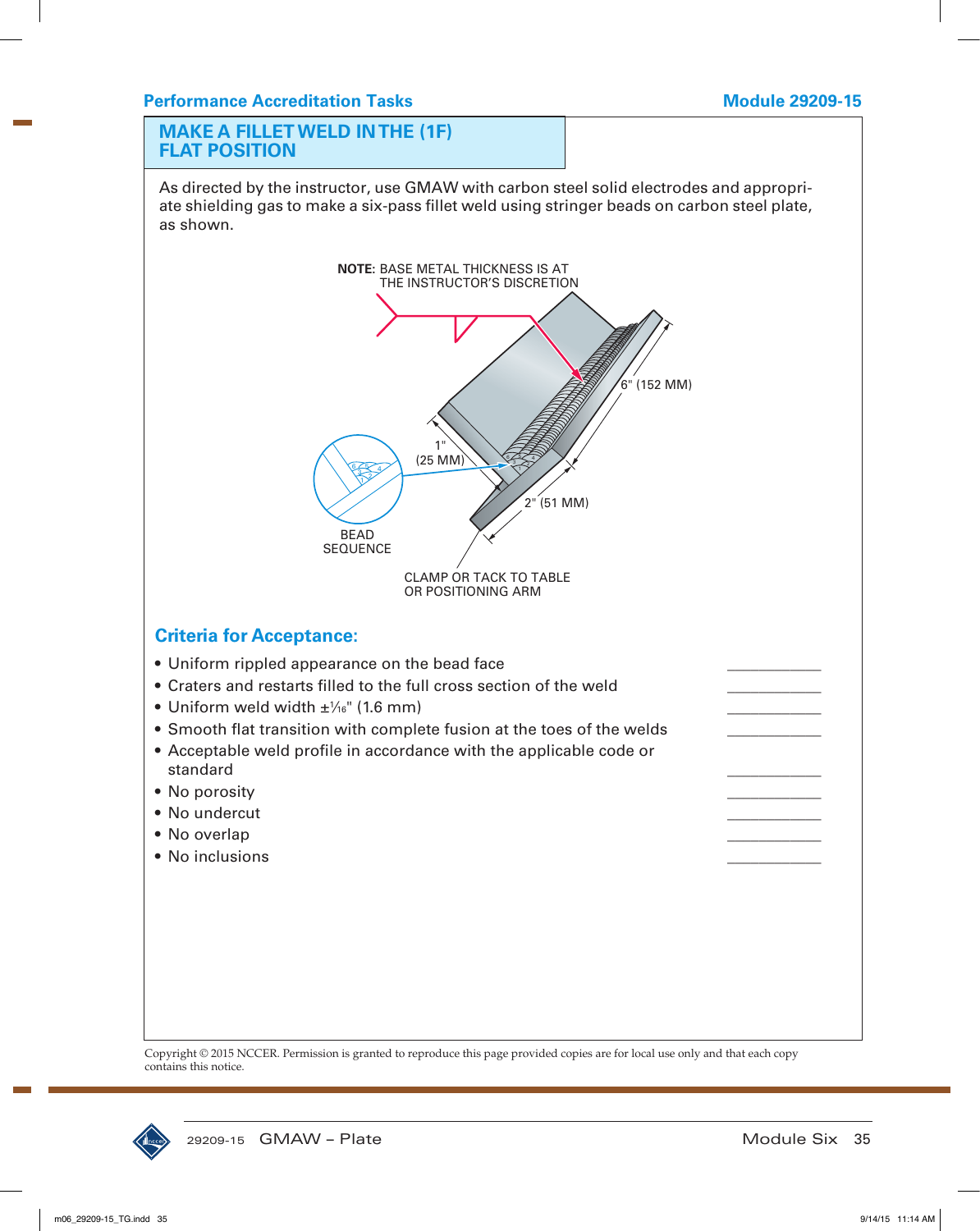## MAKE A FILLET WELD IN THE (1F) FLAT POSITION

As directed by the instructor, use GMAW with carbon steel solid electrodes and appropriate shielding gas to make a six-pass fillet weld using stringer beads on carbon steel plate, as shown.

NOTE: BASE METAL THICKNESS IS AT THE INSTRUCTOR'S DISCRETION

6" (152 MM)

1" (25 MM)

2" (51 MM)

BEAD SEQUENCE

CLAMP OR TACK TO TABLE OR POSITIONING ARM

### Criteria for Acceptance:

- Uniform rippled appearance on the bead face ____________
- Craters and restarts filled to the full cross section of the weld ____________
- Uniform weld width ±1⁄16" (1.6 mm) ____________
- Smooth flat transition with complete fusion at the toes of the welds ____________
- Acceptable weld profile in accordance with the applicable code or standard ____________
- No porosity ____________
- No undercut ____________
- No overlap ____________
- No inclusions ____________

Copyright © 2015 NCCER. Permission is granted to reproduce this page provided copies are for local use only and that each copy contains this notice.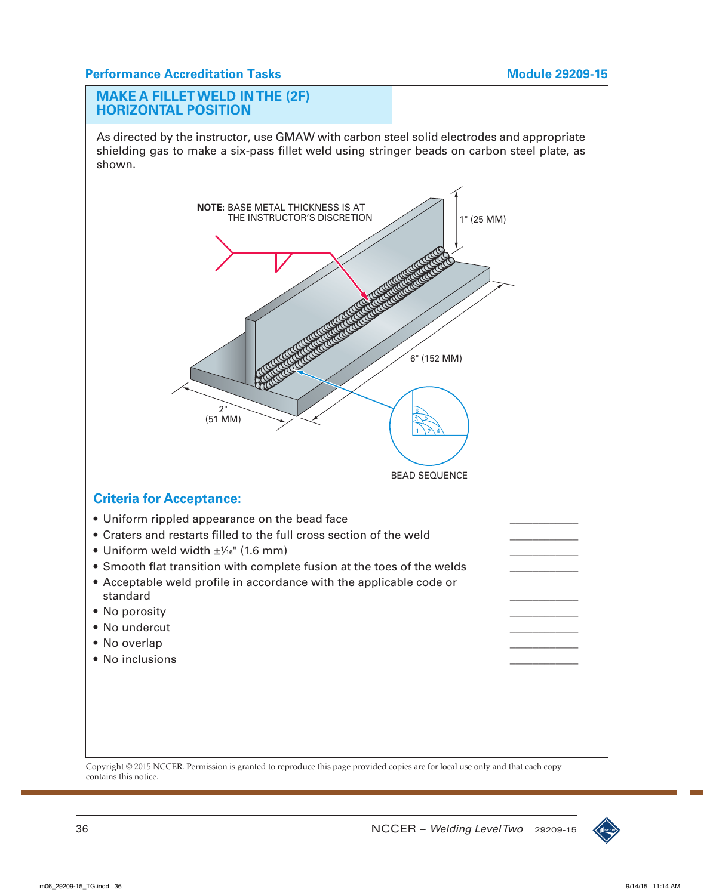## MAKE A FILLET WELD IN THE (2F) HORIZONTAL POSITION

As directed by the instructor, use GMAW with carbon steel solid electrodes and appropriate shielding gas to make a six-pass fillet weld using stringer beads on carbon steel plate, as shown.

**NOTE:** BASE METAL THICKNESS IS AT THE INSTRUCTOR'S DISCRETION

1" (25 MM)

6" (152 MM)

2" (51 MM)

BEAD SEQUENCE

### Criteria for Acceptance:

- Uniform rippled appearance on the bead face ____________
- Craters and restarts filled to the full cross section of the weld ____________
- Uniform weld width ±1⁄16" (1.6 mm) ____________
- Smooth flat transition with complete fusion at the toes of the welds ____________
- Acceptable weld profile in accordance with the applicable code or standard ____________
- No porosity ____________
- No undercut ____________
- No overlap ____________
- No inclusions ____________

Copyright © 2015 NCCER. Permission is granted to reproduce this page provided copies are for local use only and that each copy contains this notice.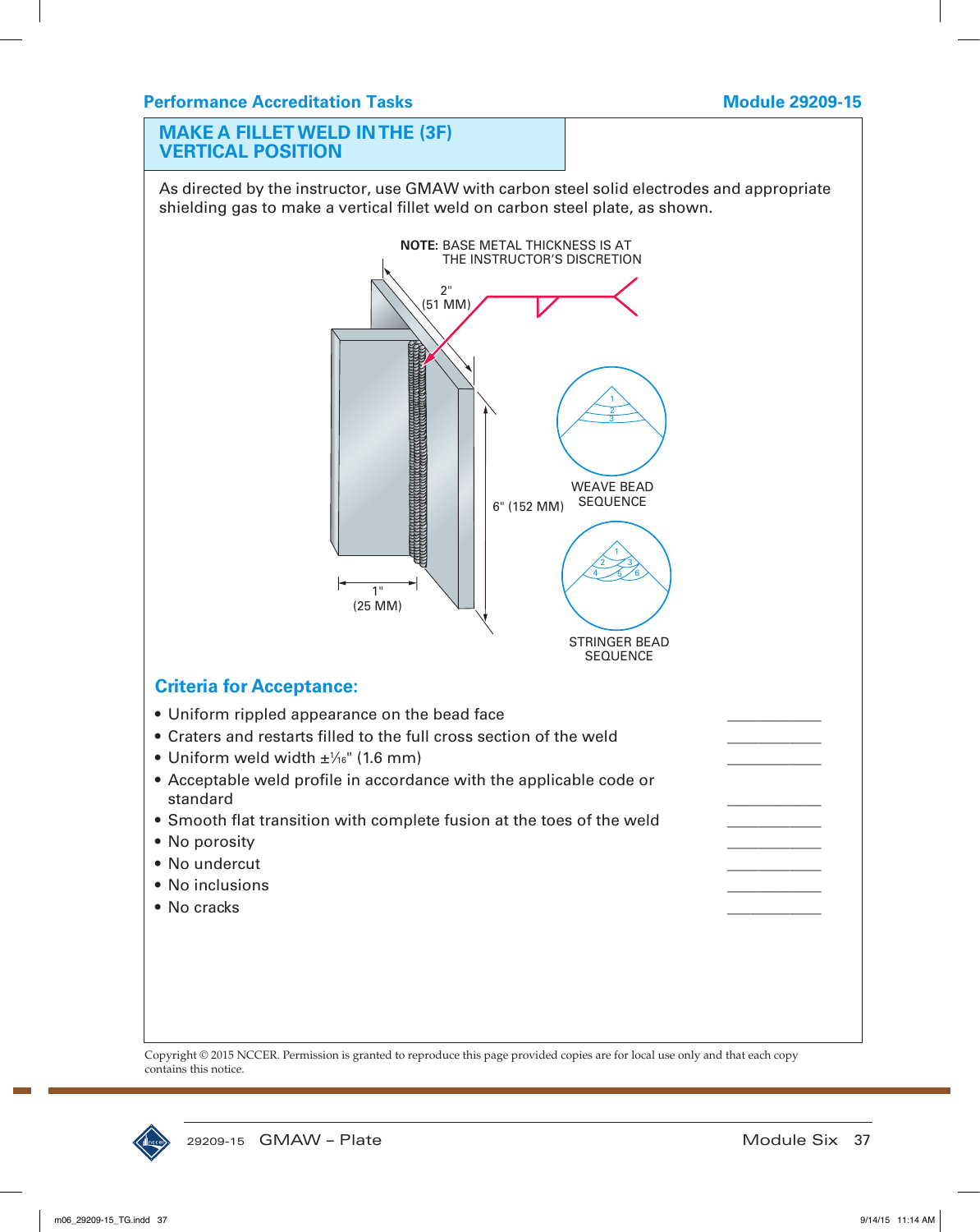## MAKE A FILLET WELD IN THE (3F) VERTICAL POSITION

As directed by the instructor, use GMAW with carbon steel solid electrodes and appropriate shielding gas to make a vertical fillet weld on carbon steel plate, as shown.

**NOTE:** BASE METAL THICKNESS IS AT THE INSTRUCTOR'S DISCRETION

2" (51 MM)

6" (152 MM)

1" (25 MM)

WEAVE BEAD SEQUENCE

STRINGER BEAD SEQUENCE

### Criteria for Acceptance:

- Uniform rippled appearance on the bead face ____________
- Craters and restarts filled to the full cross section of the weld ____________
- Uniform weld width ±1⁄16" (1.6 mm) ____________
- Acceptable weld profile in accordance with the applicable code or standard ____________
- Smooth flat transition with complete fusion at the toes of the weld ____________
- No porosity ____________
- No undercut ____________
- No inclusions ____________
- No cracks ____________

Copyright © 2015 NCCER. Permission is granted to reproduce this page provided copies are for local use only and that each copy contains this notice.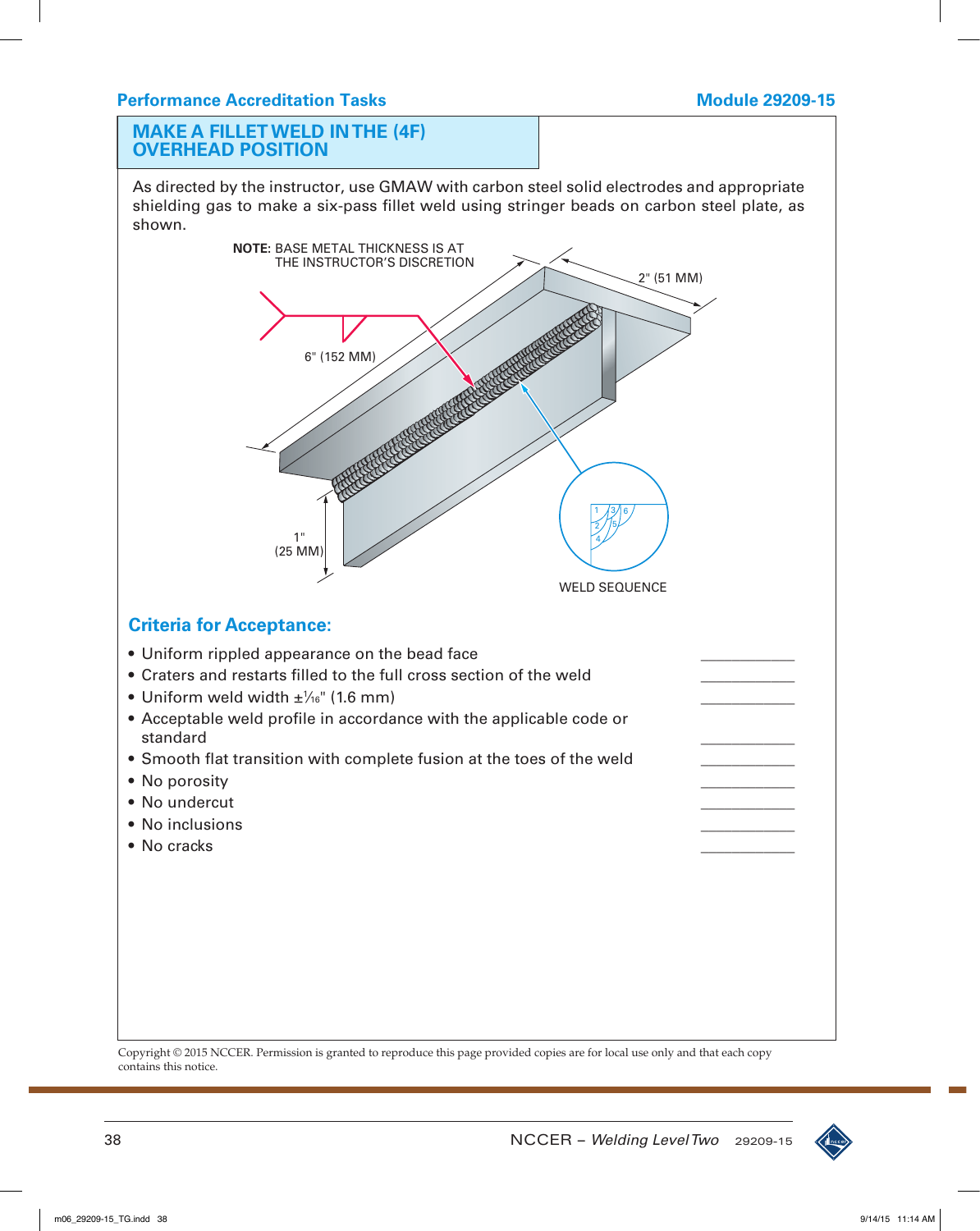## MAKE A FILLET WELD IN THE (4F) OVERHEAD POSITION

As directed by the instructor, use GMAW with carbon steel solid electrodes and appropriate shielding gas to make a six-pass fillet weld using stringer beads on carbon steel plate, as shown.

**NOTE:** BASE METAL THICKNESS IS AT THE INSTRUCTOR'S DISCRETION

6" (152 MM)

2" (51 MM)

1" (25 MM)

WELD SEQUENCE

### Criteria for Acceptance:

- Uniform rippled appearance on the bead face \_\_\_\_\_\_\_\_\_\_
- Craters and restarts filled to the full cross section of the weld \_\_\_\_\_\_\_\_\_\_
- Uniform weld width ±1⁄16" (1.6 mm) \_\_\_\_\_\_\_\_\_\_
- Acceptable weld profile in accordance with the applicable code or standard \_\_\_\_\_\_\_\_\_\_
- Smooth flat transition with complete fusion at the toes of the weld \_\_\_\_\_\_\_\_\_\_
- No porosity \_\_\_\_\_\_\_\_\_\_
- No undercut \_\_\_\_\_\_\_\_\_\_
- No inclusions \_\_\_\_\_\_\_\_\_\_
- No cracks \_\_\_\_\_\_\_\_\_\_

Copyright © 2015 NCCER. Permission is granted to reproduce this page provided copies are for local use only and that each copy contains this notice.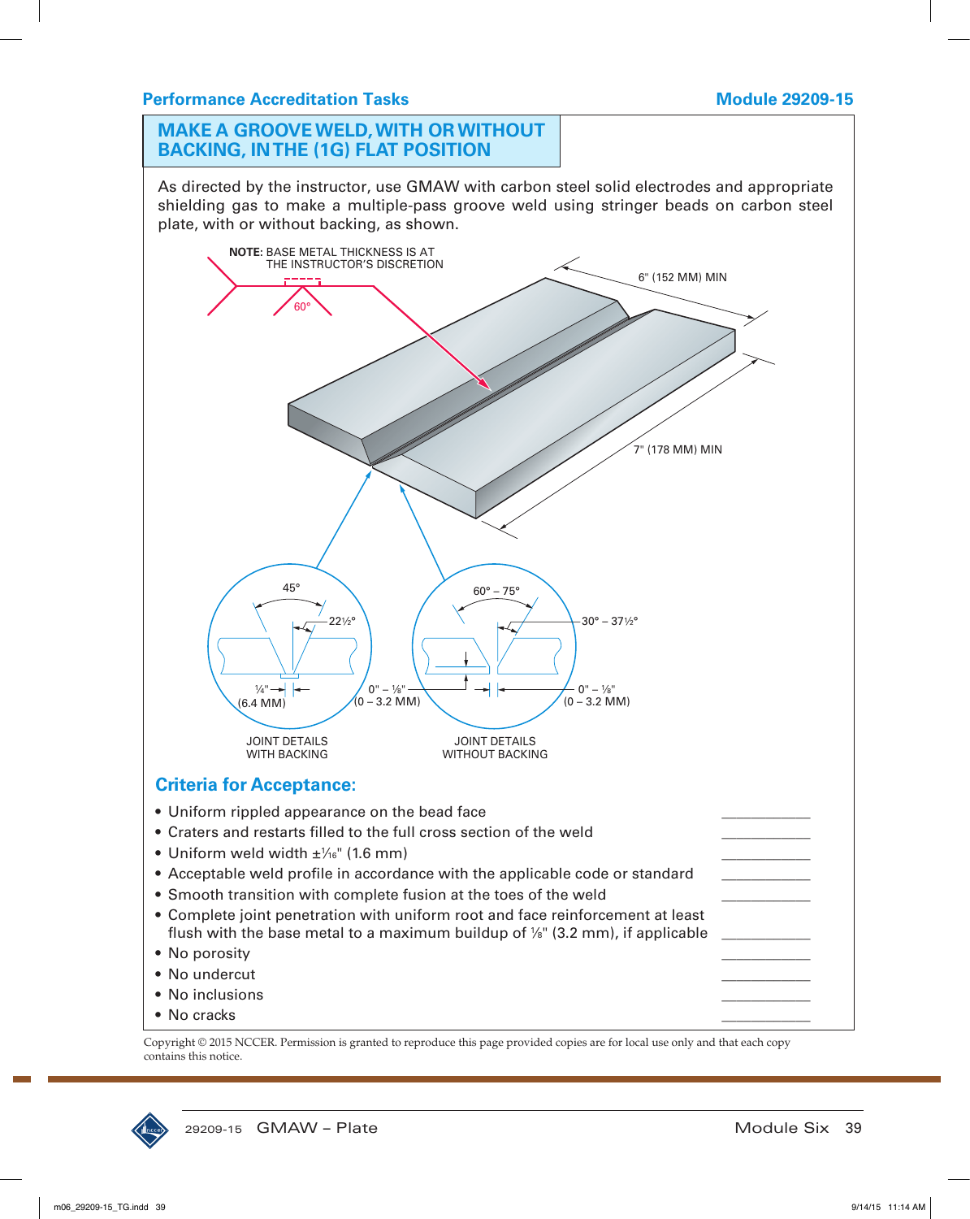## Performance Accreditation Tasks

## Module 29209-15

## MAKE A GROOVE WELD, WITH OR WITHOUT BACKING, IN THE (1G) FLAT POSITION

As directed by the instructor, use GMAW with carbon steel solid electrodes and appropriate shielding gas to make a multiple-pass groove weld using stringer beads on carbon steel plate, with or without backing, as shown.

**NOTE:** BASE METAL THICKNESS IS AT THE INSTRUCTOR'S DISCRETION

60°

6" (152 MM) MIN

7" (178 MM) MIN

45°

22½°

¼" (6.4 MM)

0" – ⅛" (0 – 3.2 MM)

JOINT DETAILS WITH BACKING

60° – 75°

30° – 37½°

0" – ⅛" (0 – 3.2 MM)

JOINT DETAILS WITHOUT BACKING

### Criteria for Acceptance:

- Uniform rippled appearance on the bead face ____________
- Craters and restarts filled to the full cross section of the weld ____________
- Uniform weld width ±1⁄16" (1.6 mm) ____________
- Acceptable weld profile in accordance with the applicable code or standard ____________
- Smooth transition with complete fusion at the toes of the weld ____________
- Complete joint penetration with uniform root and face reinforcement at least flush with the base metal to a maximum buildup of ⅛" (3.2 mm), if applicable ____________
- No porosity ____________
- No undercut ____________
- No inclusions ____________
- No cracks ____________

Copyright © 2015 NCCER. Permission is granted to reproduce this page provided copies are for local use only and that each copy contains this notice.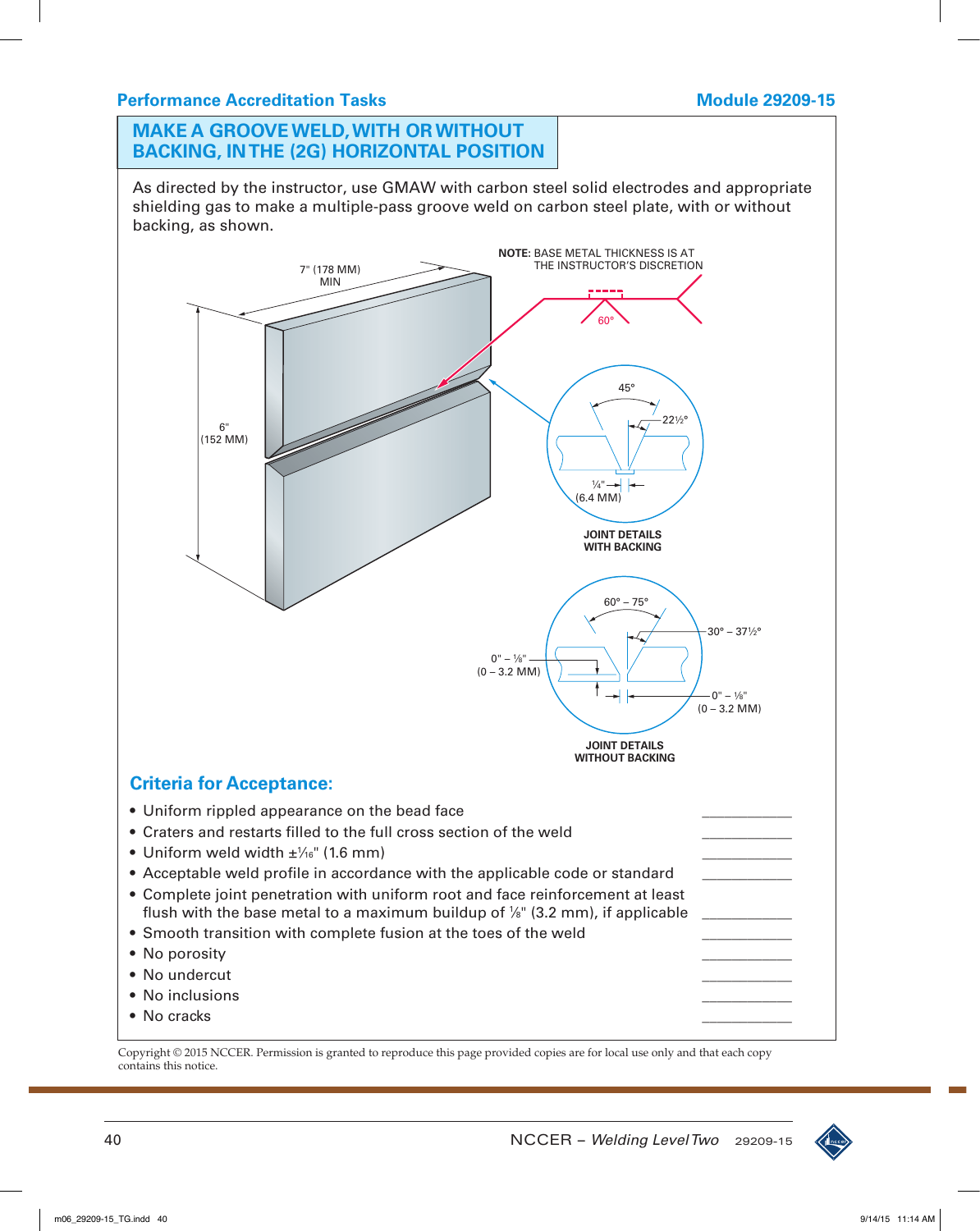## MAKE A GROOVE WELD, WITH OR WITHOUT BACKING, IN THE (2G) HORIZONTAL POSITION

As directed by the instructor, use GMAW with carbon steel solid electrodes and appropriate shielding gas to make a multiple-pass groove weld on carbon steel plate, with or without backing, as shown.

7" (178 MM) MIN

6" (152 MM)

**NOTE:** BASE METAL THICKNESS IS AT THE INSTRUCTOR'S DISCRETION

60°

45°

22½°

¼" (6.4 MM)

**JOINT DETAILS WITH BACKING**

60° – 75°

30° – 37½°

0" – ⅛" (0 – 3.2 MM)

0" – ⅛" (0 – 3.2 MM)

**JOINT DETAILS WITHOUT BACKING**

### Criteria for Acceptance:

- Uniform rippled appearance on the bead face ____________
- Craters and restarts filled to the full cross section of the weld ____________
- Uniform weld width ±1⁄16" (1.6 mm) ____________
- Acceptable weld profile in accordance with the applicable code or standard ____________
- Complete joint penetration with uniform root and face reinforcement at least flush with the base metal to a maximum buildup of ⅛" (3.2 mm), if applicable ____________
- Smooth transition with complete fusion at the toes of the weld ____________
- No porosity ____________
- No undercut ____________
- No inclusions ____________
- No cracks ____________

Copyright © 2015 NCCER. Permission is granted to reproduce this page provided copies are for local use only and that each copy contains this notice.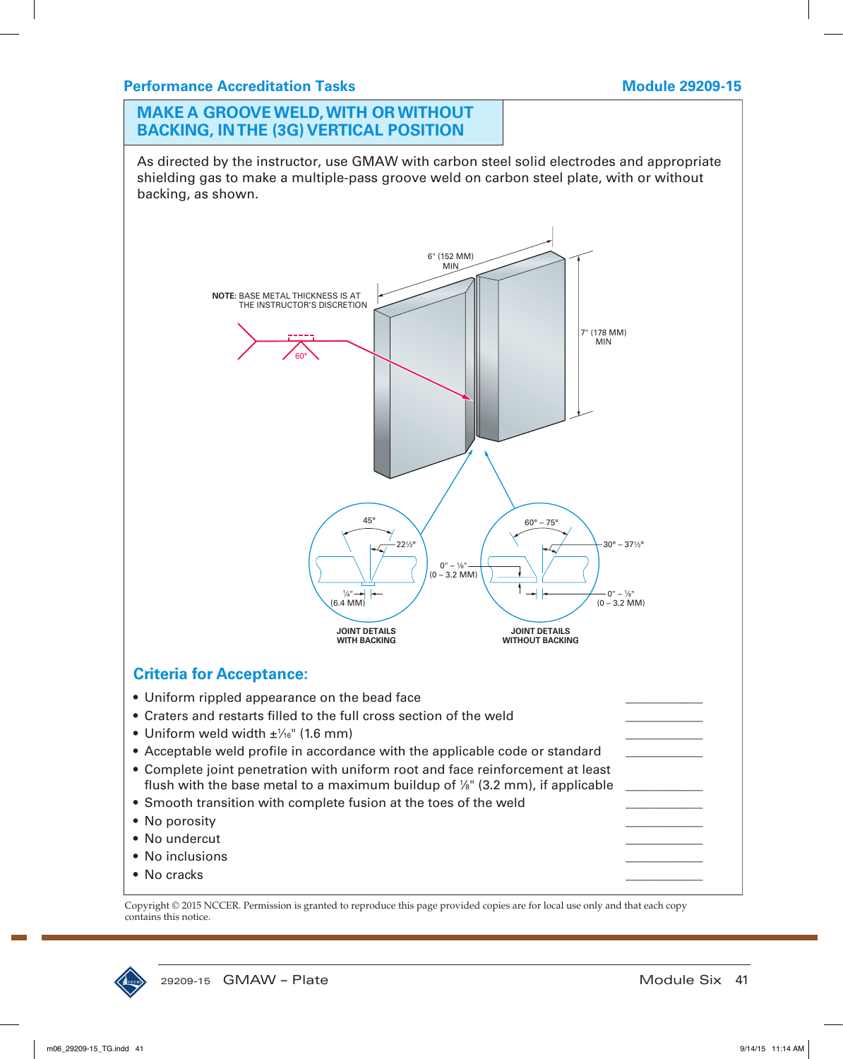## Performance Accreditation Tasks

## MAKE A GROOVE WELD, WITH OR WITHOUT BACKING, IN THE (3G) VERTICAL POSITION

As directed by the instructor, use GMAW with carbon steel solid electrodes and appropriate shielding gas to make a multiple-pass groove weld on carbon steel plate, with or without backing, as shown.

**NOTE:** BASE METAL THICKNESS IS AT THE INSTRUCTOR'S DISCRETION

6" (152 MM) MIN

7" (178 MM) MIN

60°

45°

22½°

¼" (6.4 MM)

0" – ⅛" (0 – 3.2 MM)

JOINT DETAILS WITH BACKING

60° – 75°

30° – 37½°

0" – ⅛" (0 – 3.2 MM)

JOINT DETAILS WITHOUT BACKING

### Criteria for Acceptance:

- Uniform rippled appearance on the bead face ____________
- Craters and restarts filled to the full cross section of the weld ____________
- Uniform weld width ±1⁄16" (1.6 mm) ____________
- Acceptable weld profile in accordance with the applicable code or standard ____________
- Complete joint penetration with uniform root and face reinforcement at least flush with the base metal to a maximum buildup of ⅛" (3.2 mm), if applicable ____________
- Smooth transition with complete fusion at the toes of the weld ____________
- No porosity ____________
- No undercut ____________
- No inclusions ____________
- No cracks ____________

Copyright © 2015 NCCER. Permission is granted to reproduce this page provided copies are for local use only and that each copy contains this notice.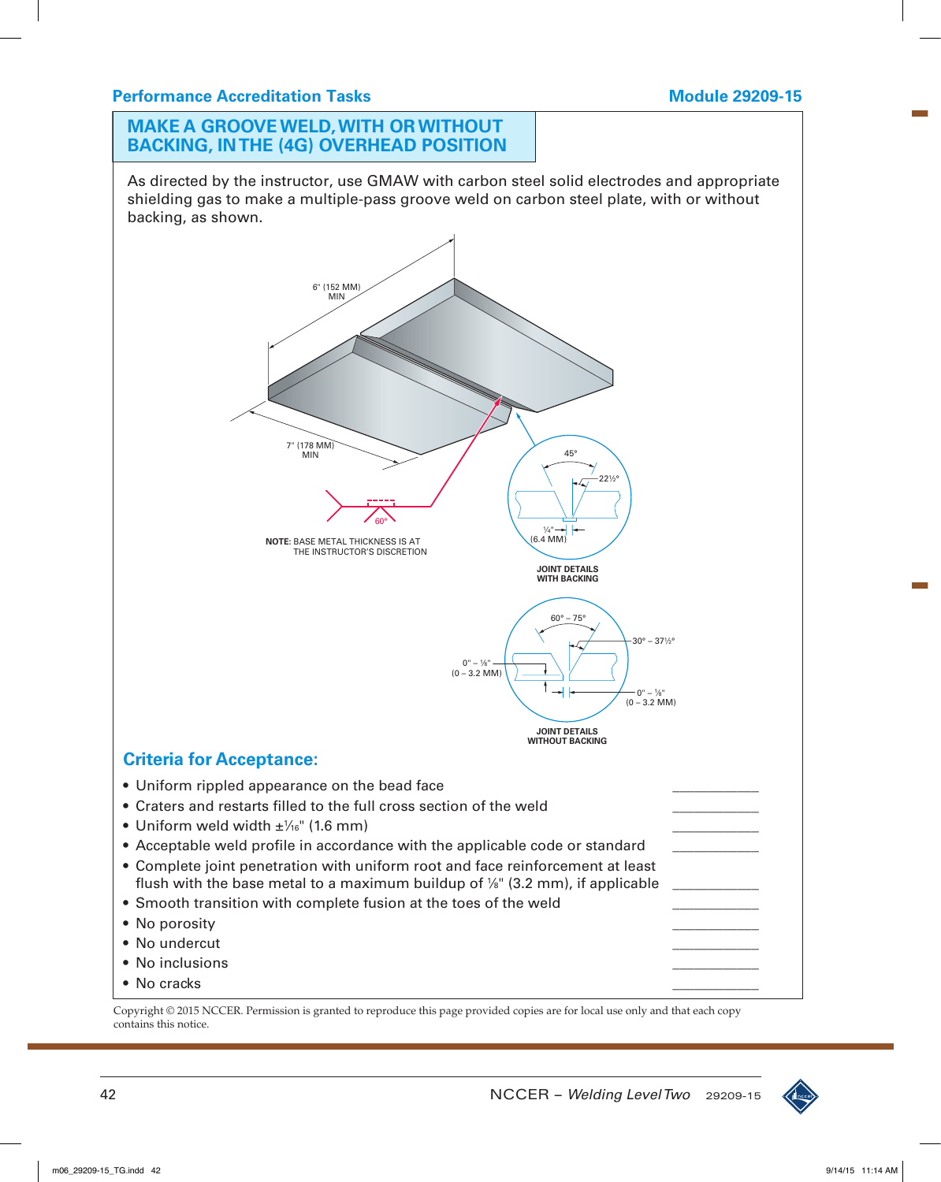Performance Accreditation Tasks

Module 29209-15

## MAKE A GROOVE WELD, WITH OR WITHOUT BACKING, IN THE (4G) OVERHEAD POSITION

As directed by the instructor, use GMAW with carbon steel solid electrodes and appropriate shielding gas to make a multiple-pass groove weld on carbon steel plate, with or without backing, as shown.

6" (152 MM) MIN

7" (178 MM) MIN

60°

NOTE: BASE METAL THICKNESS IS AT THE INSTRUCTOR'S DISCRETION

45°

22½°

¼" (6.4 MM)

JOINT DETAILS WITH BACKING

60° – 75°

30° – 37½°

0" – ⅛" (0 – 3.2 MM)

0" – ⅛" (0 – 3.2 MM)

JOINT DETAILS WITHOUT BACKING

### Criteria for Acceptance:

- Uniform rippled appearance on the bead face ____________
- Craters and restarts filled to the full cross section of the weld ____________
- Uniform weld width ±¹⁄₁₆" (1.6 mm) ____________
- Acceptable weld profile in accordance with the applicable code or standard ____________
- Complete joint penetration with uniform root and face reinforcement at least flush with the base metal to a maximum buildup of ⅛" (3.2 mm), if applicable ____________
- Smooth transition with complete fusion at the toes of the weld ____________
- No porosity ____________
- No undercut ____________
- No inclusions ____________
- No cracks ____________

Copyright © 2015 NCCER. Permission is granted to reproduce this page provided copies are for local use only and that each copy contains this notice.